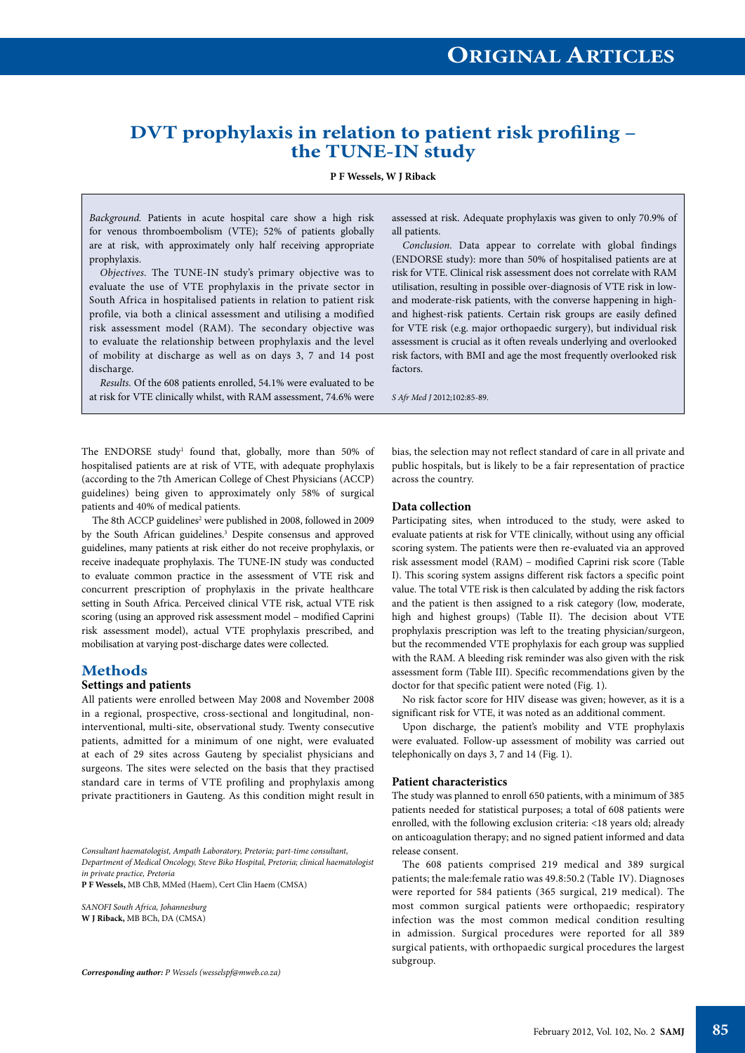# DVT prophylaxis in relation to patient risk profiling – the TUNE-IN study

**P F Wessels, W J Riback**

*Background.* Patients in acute hospital care show a high risk for venous thromboembolism (VTE); 52% of patients globally are at risk, with approximately only half receiving appropriate prophylaxis.

*Objectives.* The TUNE-IN study's primary objective was to evaluate the use of VTE prophylaxis in the private sector in South Africa in hospitalised patients in relation to patient risk profile, via both a clinical assessment and utilising a modified risk assessment model (RAM). The secondary objective was to evaluate the relationship between prophylaxis and the level of mobility at discharge as well as on days 3, 7 and 14 post discharge.

*Results.* Of the 608 patients enrolled, 54.1% were evaluated to be at risk for VTE clinically whilst, with RAM assessment, 74.6% were assessed at risk. Adequate prophylaxis was given to only 70.9% of all patients.

*Conclusion.* Data appear to correlate with global findings (ENDORSE study): more than 50% of hospitalised patients are at risk for VTE. Clinical risk assessment does not correlate with RAM utilisation, resulting in possible over-diagnosis of VTE risk in low- and moderate-risk patients, with the converse happening in high- and highest-risk patients. Certain risk groups are easily defined for VTE risk (e.g. major orthopaedic surgery), but individual risk assessment is crucial as it often reveals underlying and overlooked risk factors, with BMI and age the most frequently overlooked risk factors.

*S Afr Med J* 2012;102:85-89.

The ENDORSE study[1] found that, globally, more than 50% of hospitalised patients are at risk of VTE, with adequate prophylaxis (according to the 7th American College of Chest Physicians (ACCP) guidelines) being given to approximately only 58% of surgical patients and 40% of medical patients.

The 8th ACCP guidelines[2] were published in 2008, followed in 2009 by the South African guidelines.[3] Despite consensus and approved guidelines, many patients at risk either do not receive prophylaxis, or receive inadequate prophylaxis. The TUNE-IN study was conducted to evaluate common practice in the assessment of VTE risk and concurrent prescription of prophylaxis in the private healthcare setting in South Africa. Perceived clinical VTE risk, actual VTE risk scoring (using an approved risk assessment model – modified Caprini risk assessment model), actual VTE prophylaxis prescribed, and mobilisation at varying post-discharge dates were collected.

## Methods

### Settings and patients

All patients were enrolled between May 2008 and November 2008 in a regional, prospective, cross-sectional and longitudinal, non-interventional, multi-site, observational study. Twenty consecutive patients, admitted for a minimum of one night, were evaluated at each of 29 sites across Gauteng by specialist physicians and surgeons. The sites were selected on the basis that they practised standard care in terms of VTE profiling and prophylaxis among private practitioners in Gauteng. As this condition might result in bias, the selection may not reflect standard of care in all private and public hospitals, but is likely to be a fair representation of practice across the country.

### Data collection

Participating sites, when introduced to the study, were asked to evaluate patients at risk for VTE clinically, without using any official scoring system. The patients were then re-evaluated via an approved risk assessment model (RAM) – modified Caprini risk score (Table I). This scoring system assigns different risk factors a specific point value. The total VTE risk is then calculated by adding the risk factors and the patient is then assigned to a risk category (low, moderate, high and highest groups) (Table II). The decision about VTE prophylaxis prescription was left to the treating physician/surgeon, but the recommended VTE prophylaxis for each group was supplied with the RAM. A bleeding risk reminder was also given with the risk assessment form (Table III). Specific recommendations given by the doctor for that specific patient were noted (Fig. 1).

No risk factor score for HIV disease was given; however, as it is a significant risk for VTE, it was noted as an additional comment.

Upon discharge, the patient's mobility and VTE prophylaxis were evaluated. Follow-up assessment of mobility was carried out telephonically on days 3, 7 and 14 (Fig. 1).

### Patient characteristics

The study was planned to enroll 650 patients, with a minimum of 385 patients needed for statistical purposes; a total of 608 patients were enrolled, with the following exclusion criteria: <18 years old; already on anticoagulation therapy; and no signed patient informed and data release consent.

The 608 patients comprised 219 medical and 389 surgical patients; the male:female ratio was 49.8:50.2 (Table IV). Diagnoses were reported for 584 patients (365 surgical, 219 medical). The most common surgical patients were orthopaedic; respiratory infection was the most common medical condition resulting in admission. Surgical procedures were reported for all 389 surgical patients, with orthopaedic surgical procedures the largest subgroup.

*Consultant haematologist, Ampath Laboratory, Pretoria; part-time consultant, Department of Medical Oncology, Steve Biko Hospital, Pretoria; clinical haematologist in private practice, Pretoria*
**P F Wessels,** MB ChB, MMed (Haem), Cert Clin Haem (CMSA)

*SANOFI South Africa, Johannesburg*
**W J Riback,** MB BCh, DA (CMSA)

***Corresponding author:** P Wessels (wesselspf@mweb.co.za)*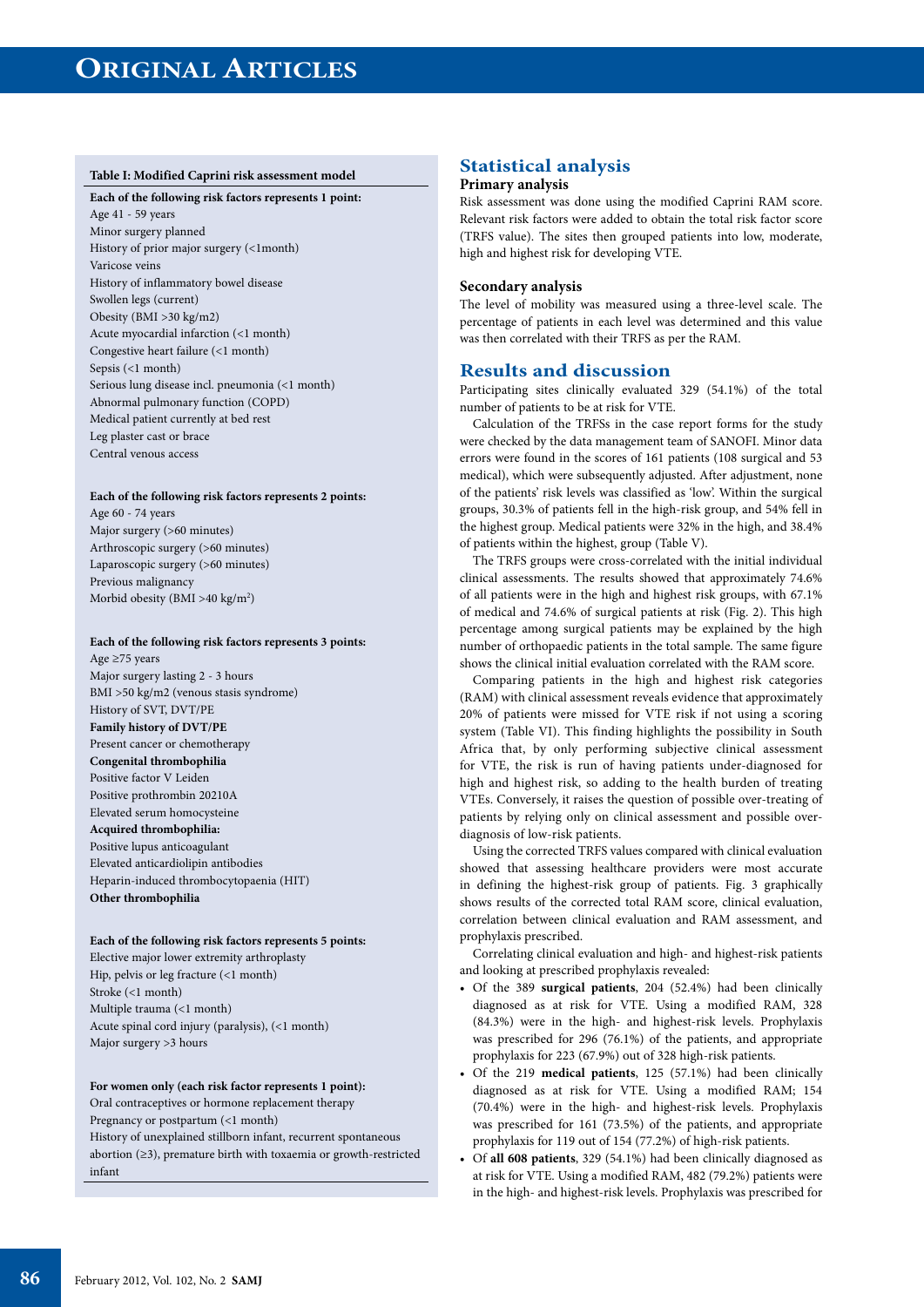**Table I: Modified Caprini risk assessment model**

**Each of the following risk factors represents 1 point:**
Age 41 - 59 years
Minor surgery planned
History of prior major surgery (<1month)
Varicose veins
History of inflammatory bowel disease
Swollen legs (current)
Obesity (BMI >30 kg/m2)
Acute myocardial infarction (<1 month)
Congestive heart failure (<1 month)
Sepsis (<1 month)
Serious lung disease incl. pneumonia (<1 month)
Abnormal pulmonary function (COPD)
Medical patient currently at bed rest
Leg plaster cast or brace
Central venous access

**Each of the following risk factors represents 2 points:**
Age 60 - 74 years
Major surgery (>60 minutes)
Arthroscopic surgery (>60 minutes)
Laparoscopic surgery (>60 minutes)
Previous malignancy
Morbid obesity (BMI >40 kg/m$^2$)

**Each of the following risk factors represents 3 points:**
Age ≥75 years
Major surgery lasting 2 - 3 hours
BMI >50 kg/m2 (venous stasis syndrome)
History of SVT, DVT/PE
**Family history of DVT/PE**
Present cancer or chemotherapy
**Congenital thrombophilia**
Positive factor V Leiden
Positive prothrombin 20210A
Elevated serum homocysteine
**Acquired thrombophilia:**
Positive lupus anticoagulant
Elevated anticardiolipin antibodies
Heparin-induced thrombocytopaenia (HIT)
**Other thrombophilia**

**Each of the following risk factors represents 5 points:**
Elective major lower extremity arthroplasty
Hip, pelvis or leg fracture (<1 month)
Stroke (<1 month)
Multiple trauma (<1 month)
Acute spinal cord injury (paralysis), (<1 month)
Major surgery >3 hours

**For women only (each risk factor represents 1 point):**
Oral contraceptives or hormone replacement therapy
Pregnancy or postpartum (<1 month)
History of unexplained stillborn infant, recurrent spontaneous abortion (≥3), premature birth with toxaemia or growth-restricted infant

## Statistical analysis

### Primary analysis

Risk assessment was done using the modified Caprini RAM score. Relevant risk factors were added to obtain the total risk factor score (TRFS value). The sites then grouped patients into low, moderate, high and highest risk for developing VTE.

### Secondary analysis

The level of mobility was measured using a three-level scale. The percentage of patients in each level was determined and this value was then correlated with their TRFS as per the RAM.

## Results and discussion

Participating sites clinically evaluated 329 (54.1%) of the total number of patients to be at risk for VTE.

Calculation of the TRFSs in the case report forms for the study were checked by the data management team of SANOFI. Minor data errors were found in the scores of 161 patients (108 surgical and 53 medical), which were subsequently adjusted. After adjustment, none of the patients' risk levels was classified as 'low'. Within the surgical groups, 30.3% of patients fell in the high-risk group, and 54% fell in the highest group. Medical patients were 32% in the high, and 38.4% of patients within the highest, group (Table V).

The TRFS groups were cross-correlated with the initial individual clinical assessments. The results showed that approximately 74.6% of all patients were in the high and highest risk groups, with 67.1% of medical and 74.6% of surgical patients at risk (Fig. 2). This high percentage among surgical patients may be explained by the high number of orthopaedic patients in the total sample. The same figure shows the clinical initial evaluation correlated with the RAM score.

Comparing patients in the high and highest risk categories (RAM) with clinical assessment reveals evidence that approximately 20% of patients were missed for VTE risk if not using a scoring system (Table VI). This finding highlights the possibility in South Africa that, by only performing subjective clinical assessment for VTE, the risk is run of having patients under-diagnosed for high and highest risk, so adding to the health burden of treating VTEs. Conversely, it raises the question of possible over-treating of patients by relying only on clinical assessment and possible over-diagnosis of low-risk patients.

Using the corrected TRFS values compared with clinical evaluation showed that assessing healthcare providers were most accurate in defining the highest-risk group of patients. Fig. 3 graphically shows results of the corrected total RAM score, clinical evaluation, correlation between clinical evaluation and RAM assessment, and prophylaxis prescribed.

Correlating clinical evaluation and high- and highest-risk patients and looking at prescribed prophylaxis revealed:

- Of the 389 **surgical patients**, 204 (52.4%) had been clinically diagnosed as at risk for VTE. Using a modified RAM, 328 (84.3%) were in the high- and highest-risk levels. Prophylaxis was prescribed for 296 (76.1%) of the patients, and appropriate prophylaxis for 223 (67.9%) out of 328 high-risk patients.
- Of the 219 **medical patients**, 125 (57.1%) had been clinically diagnosed as at risk for VTE. Using a modified RAM; 154 (70.4%) were in the high- and highest-risk levels. Prophylaxis was prescribed for 161 (73.5%) of the patients, and appropriate prophylaxis for 119 out of 154 (77.2%) of high-risk patients.
- Of **all 608 patients**, 329 (54.1%) had been clinically diagnosed as at risk for VTE. Using a modified RAM, 482 (79.2%) patients were in the high- and highest-risk levels. Prophylaxis was prescribed for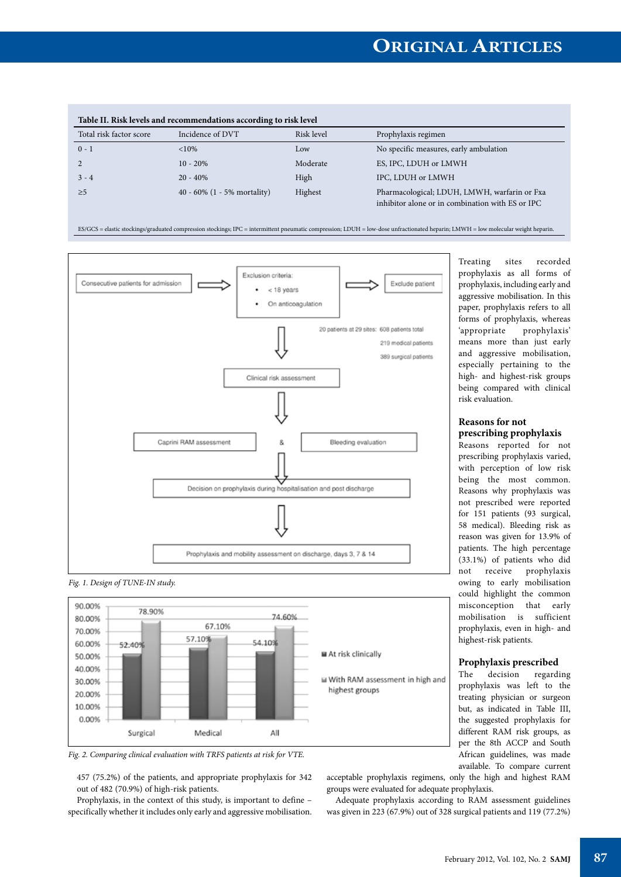**Table II. Risk levels and recommendations according to risk level**

| Total risk factor score | Incidence of DVT | Risk level | Prophylaxis regimen |
|---|---|---|---|
| 0 - 1 | <10% | Low | No specific measures, early ambulation |
| 2 | 10 - 20% | Moderate | ES, IPC, LDUH or LMWH |
| 3 - 4 | 20 - 40% | High | IPC, LDUH or LMWH |
| ≥5 | 40 - 60% (1 - 5% mortality) | Highest | Pharmacological; LDUH, LMWH, warfarin or Fxa inhibitor alone or in combination with ES or IPC |

ES/GCS = elastic stockings/graduated compression stockings; IPC = intermittent pneumatic compression; LDUH = low-dose unfractionated heparin; LMWH = low molecular weight heparin.

Consecutive patients for admission → Exclusion criteria: • < 18 years • On anticoagulation → Exclude patient

20 patients at 29 sites: 608 patients total; 219 medical patients; 389 surgical patients

Clinical risk assessment → Caprini RAM assessment & Bleeding evaluation → Decision on prophylaxis during hospitalisation and post discharge → Prophylaxis and mobility assessment on discharge, days 3, 7 & 14

*Fig. 1. Design of TUNE-IN study.*

| | At risk clinically | With RAM assessment in high and highest groups |
|---|---|---|
| Surgical | 52.40% | 78.90% |
| Medical | 57.10% | 67.10% |
| All | 54.10% | 74.60% |

*Fig. 2. Comparing clinical evaluation with TRFS patients at risk for VTE.*

457 (75.2%) of the patients, and appropriate prophylaxis for 342 out of 482 (70.9%) of high-risk patients.

Prophylaxis, in the context of this study, is important to define – specifically whether it includes only early and aggressive mobilisation. Treating sites recorded prophylaxis as all forms of prophylaxis, including early and aggressive mobilisation. In this paper, prophylaxis refers to all forms of prophylaxis, whereas 'appropriate prophylaxis' means more than just early and aggressive mobilisation, especially pertaining to the high- and highest-risk groups being compared with clinical risk evaluation.

### Reasons for not prescribing prophylaxis

Reasons reported for not prescribing prophylaxis varied, with perception of low risk being the most common. Reasons why prophylaxis was not prescribed were reported for 151 patients (93 surgical, 58 medical). Bleeding risk as reason was given for 13.9% of patients. The high percentage (33.1%) of patients who did not receive prophylaxis owing to early mobilisation could highlight the common misconception that early mobilisation is sufficient prophylaxis, even in high- and highest-risk patients.

### Prophylaxis prescribed

The decision regarding prophylaxis was left to the treating physician or surgeon but, as indicated in Table III, the suggested prophylaxis for different RAM risk groups, as per the 8th ACCP and South African guidelines, was made available. To compare current acceptable prophylaxis regimens, only the high and highest RAM groups were evaluated for adequate prophylaxis.

Adequate prophylaxis according to RAM assessment guidelines was given in 223 (67.9%) out of 328 surgical patients and 119 (77.2%)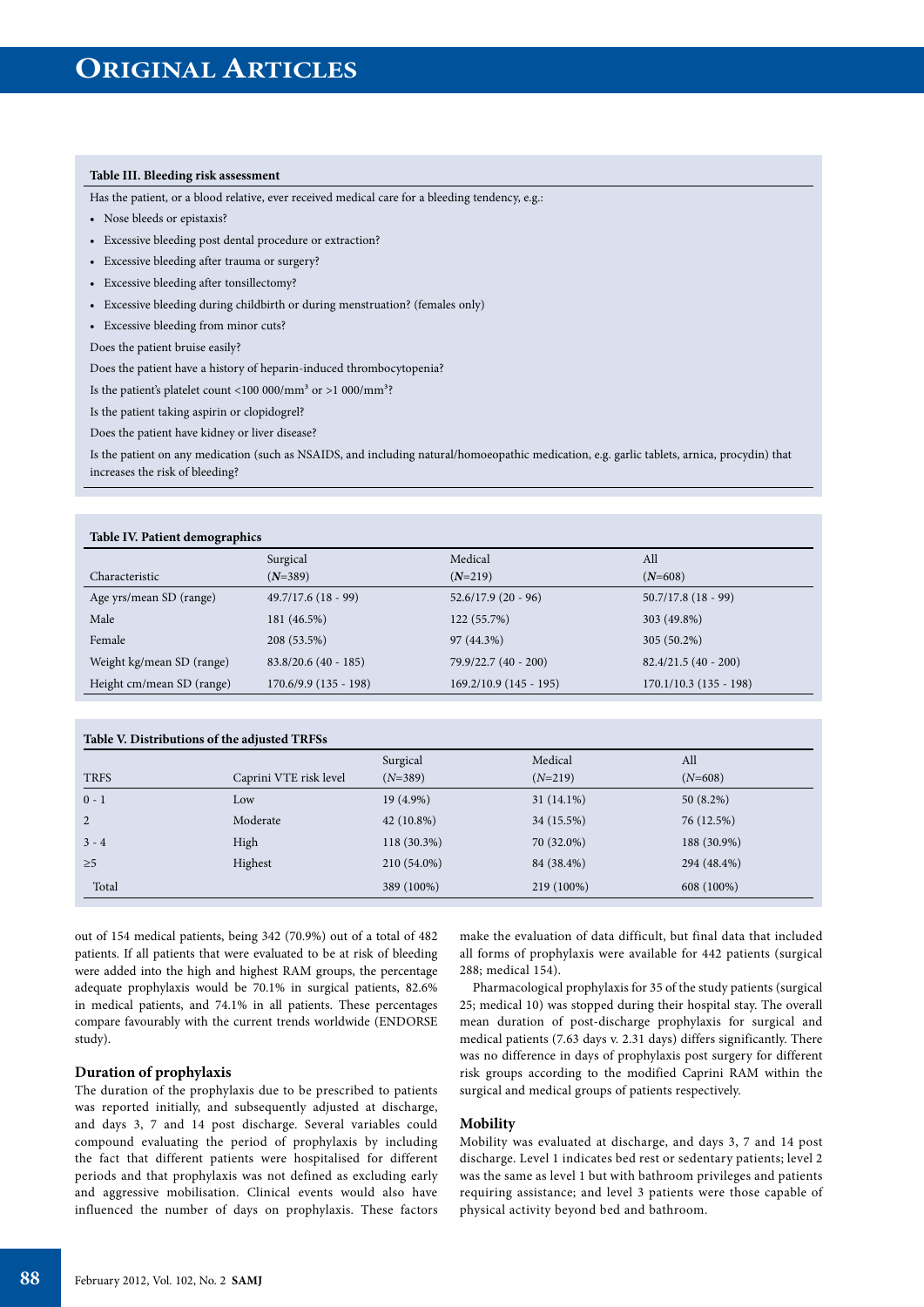**Table III. Bleeding risk assessment**

Has the patient, or a blood relative, ever received medical care for a bleeding tendency, e.g.:

- Nose bleeds or epistaxis?
- Excessive bleeding post dental procedure or extraction?
- Excessive bleeding after trauma or surgery?
- Excessive bleeding after tonsillectomy?
- Excessive bleeding during childbirth or during menstruation? (females only)
- Excessive bleeding from minor cuts?

Does the patient bruise easily?

Does the patient have a history of heparin-induced thrombocytopenia?

Is the patient's platelet count <100 000/mm³ or >1 000/mm³?

Is the patient taking aspirin or clopidogrel?

Does the patient have kidney or liver disease?

Is the patient on any medication (such as NSAIDS, and including natural/homoeopathic medication, e.g. garlic tablets, arnica, procydin) that increases the risk of bleeding?

**Table IV. Patient demographics**

| Characteristic | Surgical (*N*=389) | Medical (*N*=219) | All (*N*=608) |
|---|---|---|---|
| Age yrs/mean SD (range) | 49.7/17.6 (18 - 99) | 52.6/17.9 (20 - 96) | 50.7/17.8 (18 - 99) |
| Male | 181 (46.5%) | 122 (55.7%) | 303 (49.8%) |
| Female | 208 (53.5%) | 97 (44.3%) | 305 (50.2%) |
| Weight kg/mean SD (range) | 83.8/20.6 (40 - 185) | 79.9/22.7 (40 - 200) | 82.4/21.5 (40 - 200) |
| Height cm/mean SD (range) | 170.6/9.9 (135 - 198) | 169.2/10.9 (145 - 195) | 170.1/10.3 (135 - 198) |

**Table V. Distributions of the adjusted TRFSs**

| TRFS | Caprini VTE risk level | Surgical (*N*=389) | Medical (*N*=219) | All (*N*=608) |
|---|---|---|---|---|
| 0 - 1 | Low | 19 (4.9%) | 31 (14.1%) | 50 (8.2%) |
| 2 | Moderate | 42 (10.8%) | 34 (15.5%) | 76 (12.5%) |
| 3 - 4 | High | 118 (30.3%) | 70 (32.0%) | 188 (30.9%) |
| ≥5 | Highest | 210 (54.0%) | 84 (38.4%) | 294 (48.4%) |
| Total | | 389 (100%) | 219 (100%) | 608 (100%) |

out of 154 medical patients, being 342 (70.9%) out of a total of 482 patients. If all patients that were evaluated to be at risk of bleeding were added into the high and highest RAM groups, the percentage adequate prophylaxis would be 70.1% in surgical patients, 82.6% in medical patients, and 74.1% in all patients. These percentages compare favourably with the current trends worldwide (ENDORSE study).

### Duration of prophylaxis

The duration of the prophylaxis due to be prescribed to patients was reported initially, and subsequently adjusted at discharge, and days 3, 7 and 14 post discharge. Several variables could compound evaluating the period of prophylaxis by including the fact that different patients were hospitalised for different periods and that prophylaxis was not defined as excluding early and aggressive mobilisation. Clinical events would also have influenced the number of days on prophylaxis. These factors make the evaluation of data difficult, but final data that included all forms of prophylaxis were available for 442 patients (surgical 288; medical 154).

Pharmacological prophylaxis for 35 of the study patients (surgical 25; medical 10) was stopped during their hospital stay. The overall mean duration of post-discharge prophylaxis for surgical and medical patients (7.63 days v. 2.31 days) differs significantly. There was no difference in days of prophylaxis post surgery for different risk groups according to the modified Caprini RAM within the surgical and medical groups of patients respectively.

### Mobility

Mobility was evaluated at discharge, and days 3, 7 and 14 post discharge. Level 1 indicates bed rest or sedentary patients; level 2 was the same as level 1 but with bathroom privileges and patients requiring assistance; and level 3 patients were those capable of physical activity beyond bed and bathroom.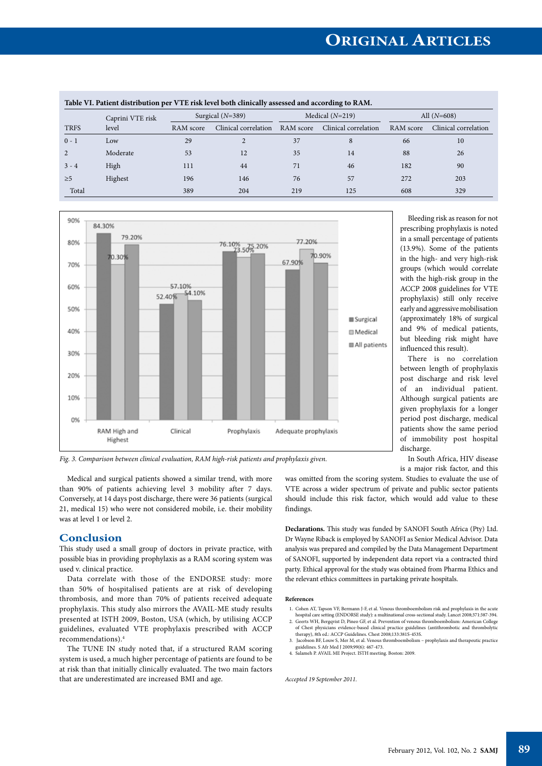**Table VI. Patient distribution per VTE risk level both clinically assessed and according to RAM.**

| TRFS | Caprini VTE risk level | Surgical (N=389) | | Medical (N=219) | | All (N=608) | |
|---|---|---|---|---|---|---|---|
| | | RAM score | Clinical correlation | RAM score | Clinical correlation | RAM score | Clinical correlation |
| 0 - 1 | Low | 29 | 2 | 37 | 8 | 66 | 10 |
| 2 | Moderate | 53 | 12 | 35 | 14 | 88 | 26 |
| 3 - 4 | High | 111 | 44 | 71 | 46 | 182 | 90 |
| ≥5 | Highest | 196 | 146 | 76 | 57 | 272 | 203 |
| Total | | 389 | 204 | 219 | 125 | 608 | 329 |

90%
80%
70%
60%
50%
40%
30%
20%
10%
0%

84.30%
70.30%
79.20%
52.40%
57.10%
54.10%
76.10%
73.50%
75.20%
67.90%
77.20%
70.90%

RAM High and Highest
Clinical
Prophylaxis
Adequate prophylaxis

Surgical
Medical
All patients

*Fig. 3. Comparison between clinical evaluation, RAM high-risk patients and prophylaxis given.*

Medical and surgical patients showed a similar trend, with more than 90% of patients achieving level 3 mobility after 7 days. Conversely, at 14 days post discharge, there were 36 patients (surgical 21, medical 15) who were not considered mobile, i.e. their mobility was at level 1 or level 2.

## Conclusion

This study used a small group of doctors in private practice, with possible bias in providing prophylaxis as a RAM scoring system was used v. clinical practice.

Data correlate with those of the ENDORSE study: more than 50% of hospitalised patients are at risk of developing thrombosis, and more than 70% of patients received adequate prophylaxis. This study also mirrors the AVAIL-ME study results presented at ISTH 2009, Boston, USA (which, by utilising ACCP guidelines, evaluated VTE prophylaxis prescribed with ACCP recommendations).[4]

The TUNE IN study noted that, if a structured RAM scoring system is used, a much higher percentage of patients are found to be at risk than that initially clinically evaluated. The two main factors that are underestimated are increased BMI and age.

Bleeding risk as reason for not prescribing prophylaxis is noted in a small percentage of patients (13.9%). Some of the patients in the high- and very high-risk groups (which would correlate with the high-risk group in the ACCP 2008 guidelines for VTE prophylaxis) still only receive early and aggressive mobilisation (approximately 18% of surgical and 9% of medical patients, but bleeding risk might have influenced this result).

There is no correlation between length of prophylaxis post discharge and risk level of an individual patient. Although surgical patients are given prophylaxis for a longer period post discharge, medical patients show the same period of immobility post hospital discharge.

In South Africa, HIV disease is a major risk factor, and this was omitted from the scoring system. Studies to evaluate the use of VTE across a wider spectrum of private and public sector patients should include this risk factor, which would add value to these findings.

**Declarations.** This study was funded by SANOFI South Africa (Pty) Ltd. Dr Wayne Riback is employed by SANOFI as Senior Medical Advisor. Data analysis was prepared and compiled by the Data Management Department of SANOFI, supported by independent data report via a contracted third party. Ethical approval for the study was obtained from Pharma Ethics and the relevant ethics committees in partaking private hospitals.

### References

1. Cohen AT, Tapson VF, Bermann J-F, et al. Venous thromboembolism risk and prophylaxis in the acute hospital care setting (ENDORSE study): a multinational cross-sectional study. Lancet 2008;371:387-394.
2. Geerts WH, Bergqvist D, Pineo GF, et al. Prevention of venous thromboembolism: American College of Chest physicians evidence-based clinical practice guidelines (antithrombotic and thrombolytic therapy), 8th ed.: ACCP Guidelines. Chest 2008;133:381S-453S.
3. Jacobson BF, Louw S, Mer M, et al. Venous thromboembolism – prophylaxis and therapeutic practice guidelines. S Afr Med J 2009;99(6): 467-473.
4. Salameh P. AVAIL ME Project. ISTH meeting. Boston: 2009.

*Accepted 19 September 2011.*